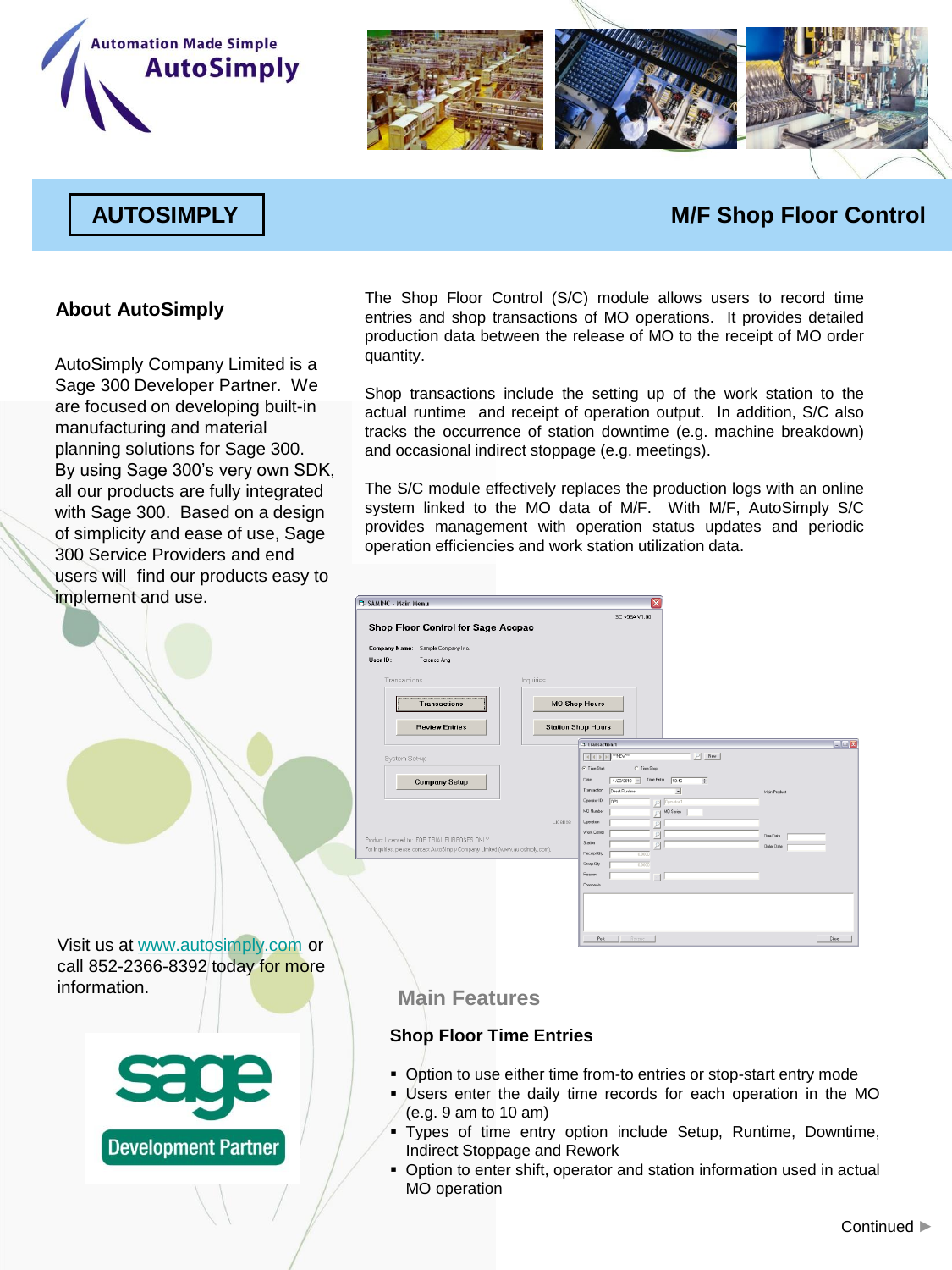Automation Made Simple

AutoSimply

# AUTOSIMPLY

# M/F Shop Floor Control

## About AutoSimply

AutoSimply Company Limited is a Sage 300 Developer Partner. We are focused on developing built-in manufacturing and material planning solutions for Sage 300. By using Sage 300's very own SDK, all our products are fully integrated with Sage 300. Based on a design of simplicity and ease of use, Sage 300 Service Providers and end users will find our products easy to implement and use.

Visit us at www.autosimply.com or call 852-2366-8392 today for more information.

sage Development Partner

The Shop Floor Control (S/C) module allows users to record time entries and shop transactions of MO operations. It provides detailed production data between the release of MO to the receipt of MO order quantity.

Shop transactions include the setting up of the work station to the actual runtime and receipt of operation output. In addition, S/C also tracks the occurrence of station downtime (e.g. machine breakdown) and occasional indirect stoppage (e.g. meetings).

The S/C module effectively replaces the production logs with an online system linked to the MO data of M/F. With M/F, AutoSimply S/C provides management with operation status updates and periodic operation efficiencies and work station utilization data.

## Main Features

### Shop Floor Time Entries

- Option to use either time from-to entries or stop-start entry mode
- Users enter the daily time records for each operation in the MO (e.g. 9 am to 10 am)
- Types of time entry option include Setup, Runtime, Downtime, Indirect Stoppage and Rework
- Option to enter shift, operator and station information used in actual MO operation

Continued ►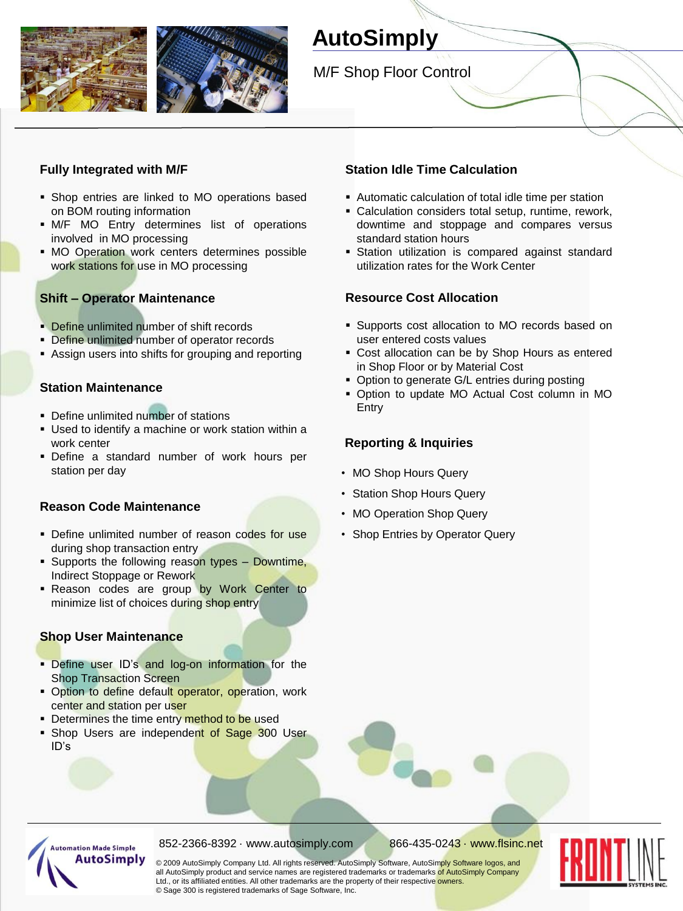# AutoSimply

M/F Shop Floor Control

## Fully Integrated with M/F

- Shop entries are linked to MO operations based on BOM routing information
- M/F MO Entry determines list of operations involved in MO processing
- MO Operation work centers determines possible work stations for use in MO processing

## Shift – Operator Maintenance

- Define unlimited number of shift records
- Define unlimited number of operator records
- Assign users into shifts for grouping and reporting

## Station Maintenance

- Define unlimited number of stations
- Used to identify a machine or work station within a work center
- Define a standard number of work hours per station per day

## Reason Code Maintenance

- Define unlimited number of reason codes for use during shop transaction entry
- Supports the following reason types – Downtime, Indirect Stoppage or Rework
- Reason codes are group by Work Center to minimize list of choices during shop entry

## Shop User Maintenance

- Define user ID's and log-on information for the Shop Transaction Screen
- Option to define default operator, operation, work center and station per user
- Determines the time entry method to be used
- Shop Users are independent of Sage 300 User ID's

## Station Idle Time Calculation

- Automatic calculation of total idle time per station
- Calculation considers total setup, runtime, rework, downtime and stoppage and compares versus standard station hours
- Station utilization is compared against standard utilization rates for the Work Center

## Resource Cost Allocation

- Supports cost allocation to MO records based on user entered costs values
- Cost allocation can be by Shop Hours as entered in Shop Floor or by Material Cost
- Option to generate G/L entries during posting
- Option to update MO Actual Cost column in MO Entry

## Reporting & Inquiries

- MO Shop Hours Query
- Station Shop Hours Query
- MO Operation Shop Query
- Shop Entries by Operator Query

Automation Made Simple AutoSimply

852-2366-8392 · www.autosimply.com

866-435-0243 · www.flsinc.net

© 2009 AutoSimply Company Ltd. All rights reserved. AutoSimply Software, AutoSimply Software logos, and all AutoSimply product and service names are registered trademarks or trademarks of AutoSimply Company Ltd., or its affiliated entities. All other trademarks are the property of their respective owners.
© Sage 300 is registered trademarks of Sage Software, Inc.

FRONTLINE SYSTEMS INC.